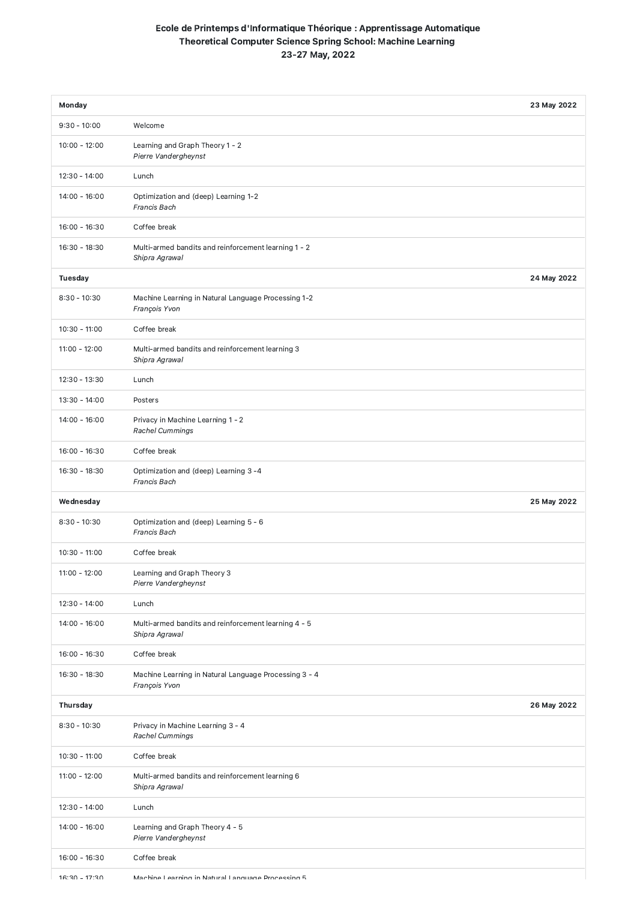**Ecole de Printemps d'Informatique Théorique : Apprentissage Automatique**
**Theoretical Computer Science Spring School: Machine Learning**
**23-27 May, 2022**

| **Monday** | **23 May 2022** |
|---|---|
| 9:30 - 10:00 | Welcome |
| 10:00 - 12:00 | Learning and Graph Theory 1 - 2<br>*Pierre Vandergheynst* |
| 12:30 - 14:00 | Lunch |
| 14:00 - 16:00 | Optimization and (deep) Learning 1-2<br>*Francis Bach* |
| 16:00 - 16:30 | Coffee break |
| 16:30 - 18:30 | Multi-armed bandits and reinforcement learning 1 - 2<br>*Shipra Agrawal* |
| **Tuesday** | **24 May 2022** |
| 8:30 - 10:30 | Machine Learning in Natural Language Processing 1-2<br>*François Yvon* |
| 10:30 - 11:00 | Coffee break |
| 11:00 - 12:00 | Multi-armed bandits and reinforcement learning 3<br>*Shipra Agrawal* |
| 12:30 - 13:30 | Lunch |
| 13:30 - 14:00 | Posters |
| 14:00 - 16:00 | Privacy in Machine Learning 1 - 2<br>*Rachel Cummings* |
| 16:00 - 16:30 | Coffee break |
| 16:30 - 18:30 | Optimization and (deep) Learning 3 -4<br>*Francis Bach* |
| **Wednesday** | **25 May 2022** |
| 8:30 - 10:30 | Optimization and (deep) Learning 5 - 6<br>*Francis Bach* |
| 10:30 - 11:00 | Coffee break |
| 11:00 - 12:00 | Learning and Graph Theory 3<br>*Pierre Vandergheynst* |
| 12:30 - 14:00 | Lunch |
| 14:00 - 16:00 | Multi-armed bandits and reinforcement learning 4 - 5<br>*Shipra Agrawal* |
| 16:00 - 16:30 | Coffee break |
| 16:30 - 18:30 | Machine Learning in Natural Language Processing 3 - 4<br>*François Yvon* |
| **Thursday** | **26 May 2022** |
| 8:30 - 10:30 | Privacy in Machine Learning 3 - 4<br>*Rachel Cummings* |
| 10:30 - 11:00 | Coffee break |
| 11:00 - 12:00 | Multi-armed bandits and reinforcement learning 6<br>*Shipra Agrawal* |
| 12:30 - 14:00 | Lunch |
| 14:00 - 16:00 | Learning and Graph Theory 4 - 5<br>*Pierre Vandergheynst* |
| 16:00 - 16:30 | Coffee break |
| 16:30 - 17:30 | Machine Learning in Natural Language Processing 5 |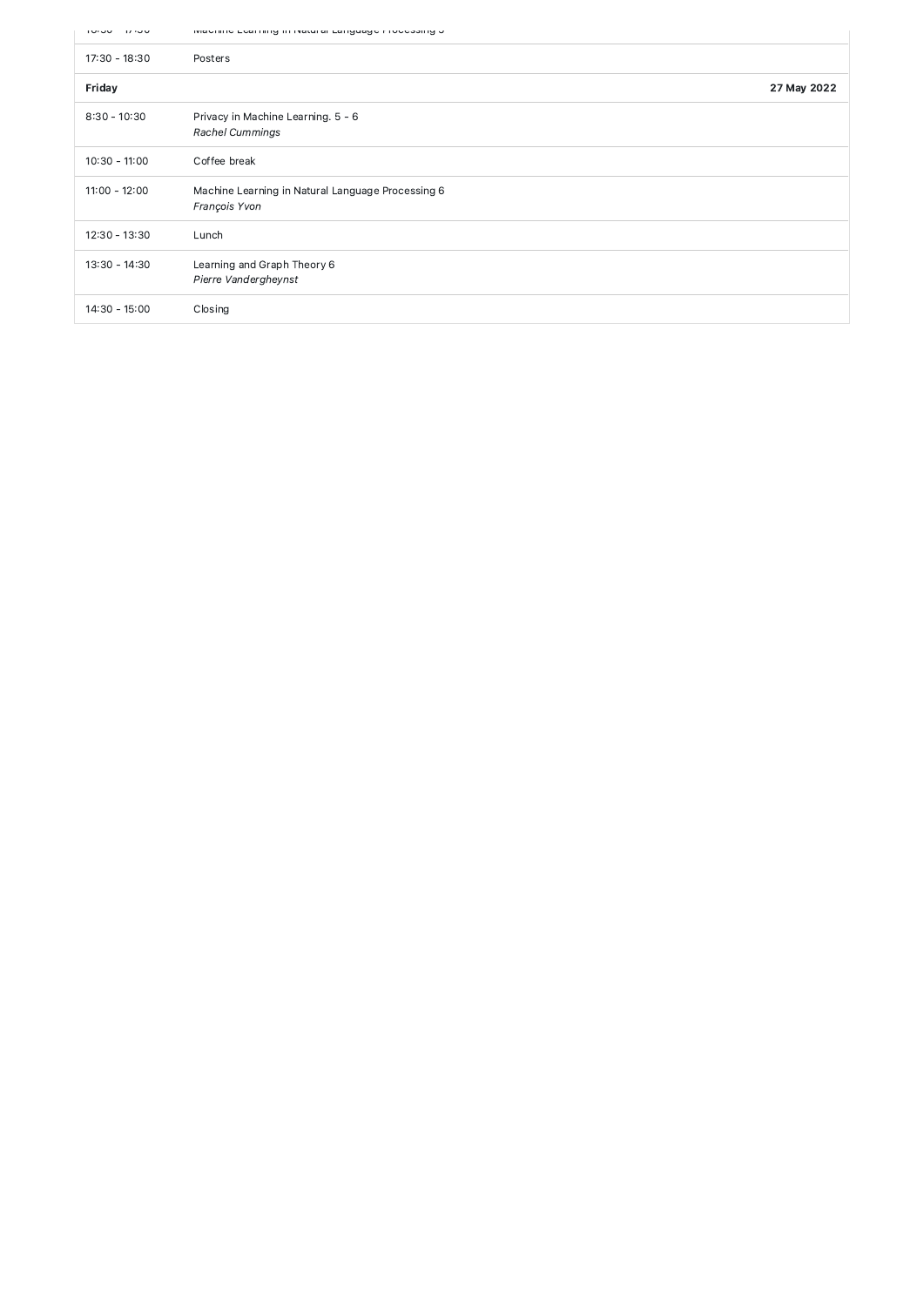| | | |
|---|---|---|
| 16:30 - 17:30 | Machine Learning in Natural Language Processing 5 | |
| 17:30 - 18:30 | Posters | |
| **Friday** | | **27 May 2022** |
| 8:30 - 10:30 | Privacy in Machine Learning. 5 - 6<br>*Rachel Cummings* | |
| 10:30 - 11:00 | Coffee break | |
| 11:00 - 12:00 | Machine Learning in Natural Language Processing 6<br>*François Yvon* | |
| 12:30 - 13:30 | Lunch | |
| 13:30 - 14:30 | Learning and Graph Theory 6<br>*Pierre Vandergheynst* | |
| 14:30 - 15:00 | Closing | |